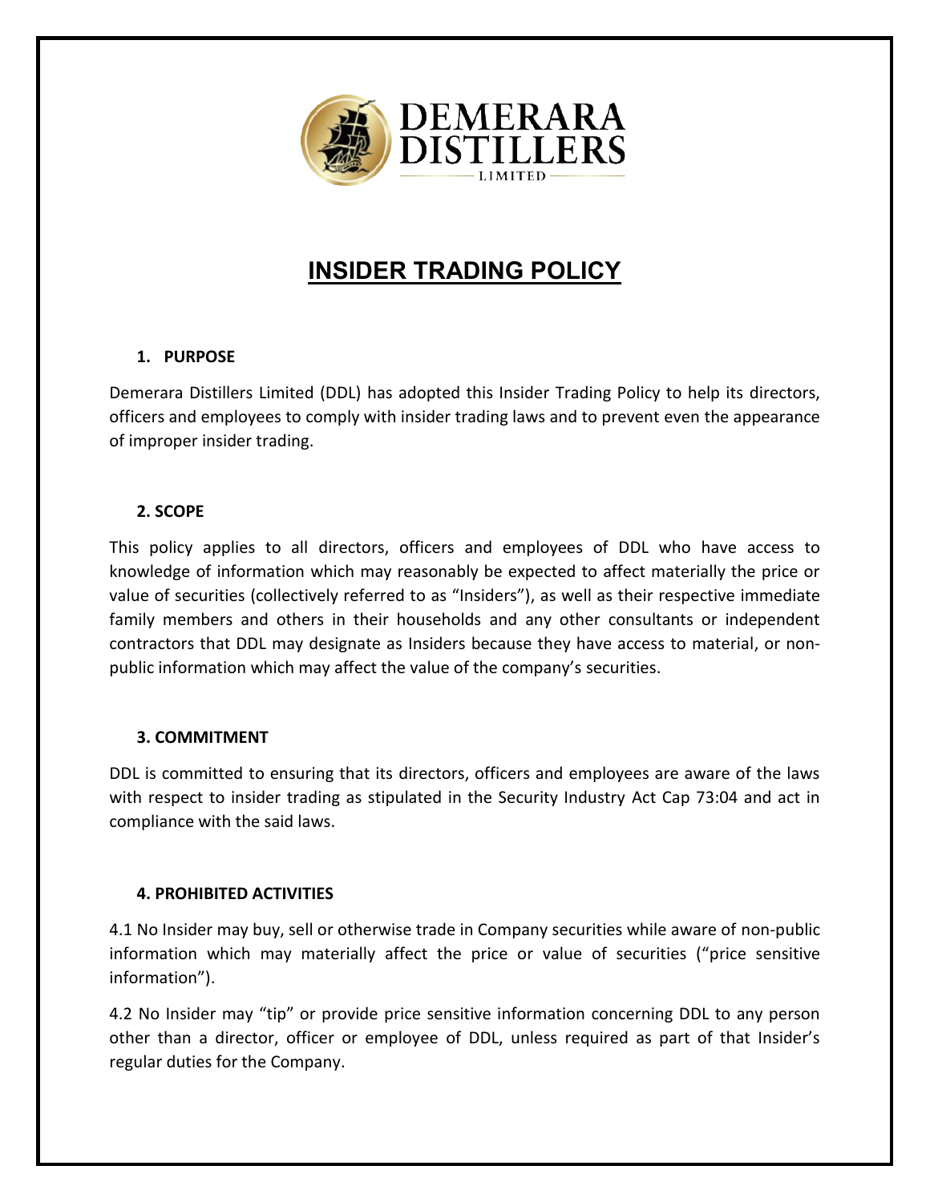# INSIDER TRADING POLICY

## 1. PURPOSE

Demerara Distillers Limited (DDL) has adopted this Insider Trading Policy to help its directors, officers and employees to comply with insider trading laws and to prevent even the appearance of improper insider trading.

## 2. SCOPE

This policy applies to all directors, officers and employees of DDL who have access to knowledge of information which may reasonably be expected to affect materially the price or value of securities (collectively referred to as "Insiders"), as well as their respective immediate family members and others in their households and any other consultants or independent contractors that DDL may designate as Insiders because they have access to material, or non-public information which may affect the value of the company's securities.

## 3. COMMITMENT

DDL is committed to ensuring that its directors, officers and employees are aware of the laws with respect to insider trading as stipulated in the Security Industry Act Cap 73:04 and act in compliance with the said laws.

## 4. PROHIBITED ACTIVITIES

4.1 No Insider may buy, sell or otherwise trade in Company securities while aware of non-public information which may materially affect the price or value of securities ("price sensitive information").

4.2 No Insider may "tip" or provide price sensitive information concerning DDL to any person other than a director, officer or employee of DDL, unless required as part of that Insider's regular duties for the Company.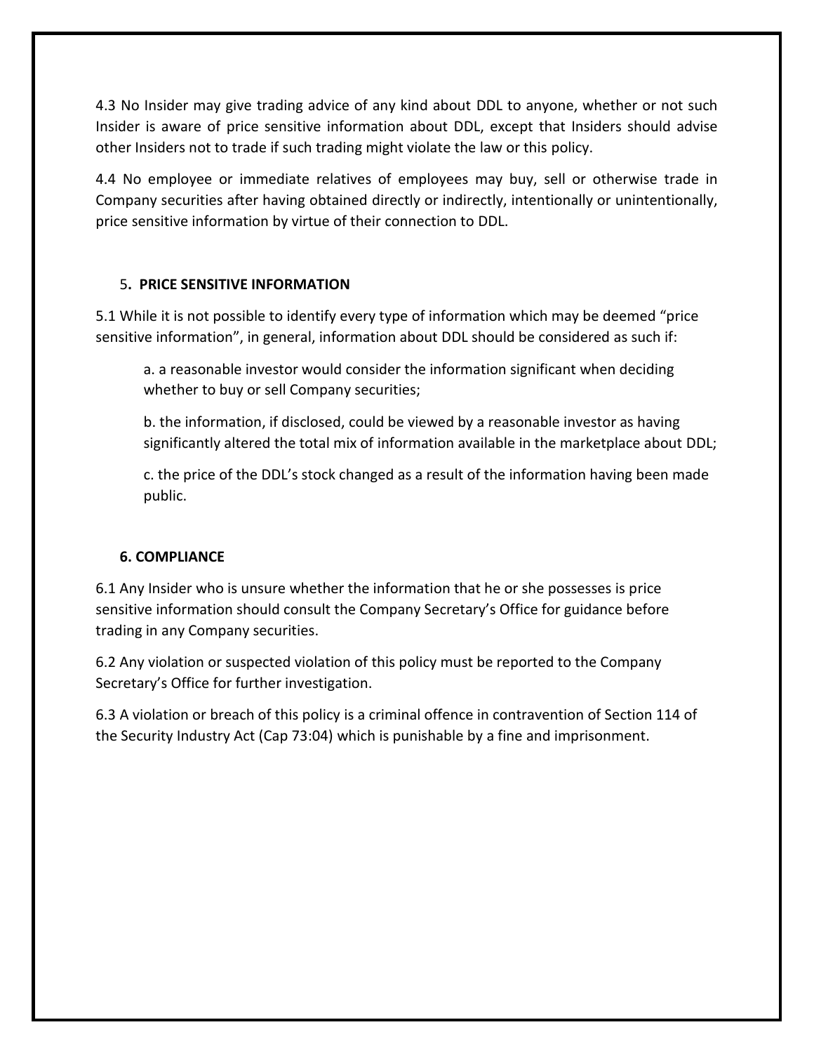4.3 No Insider may give trading advice of any kind about DDL to anyone, whether or not such Insider is aware of price sensitive information about DDL, except that Insiders should advise other Insiders not to trade if such trading might violate the law or this policy.

4.4 No employee or immediate relatives of employees may buy, sell or otherwise trade in Company securities after having obtained directly or indirectly, intentionally or unintentionally, price sensitive information by virtue of their connection to DDL.

## 5. PRICE SENSITIVE INFORMATION

5.1 While it is not possible to identify every type of information which may be deemed “price sensitive information”, in general, information about DDL should be considered as such if:

a. a reasonable investor would consider the information significant when deciding whether to buy or sell Company securities;

b. the information, if disclosed, could be viewed by a reasonable investor as having significantly altered the total mix of information available in the marketplace about DDL;

c. the price of the DDL’s stock changed as a result of the information having been made public.

## 6. COMPLIANCE

6.1 Any Insider who is unsure whether the information that he or she possesses is price sensitive information should consult the Company Secretary’s Office for guidance before trading in any Company securities.

6.2 Any violation or suspected violation of this policy must be reported to the Company Secretary’s Office for further investigation.

6.3 A violation or breach of this policy is a criminal offence in contravention of Section 114 of the Security Industry Act (Cap 73:04) which is punishable by a fine and imprisonment.